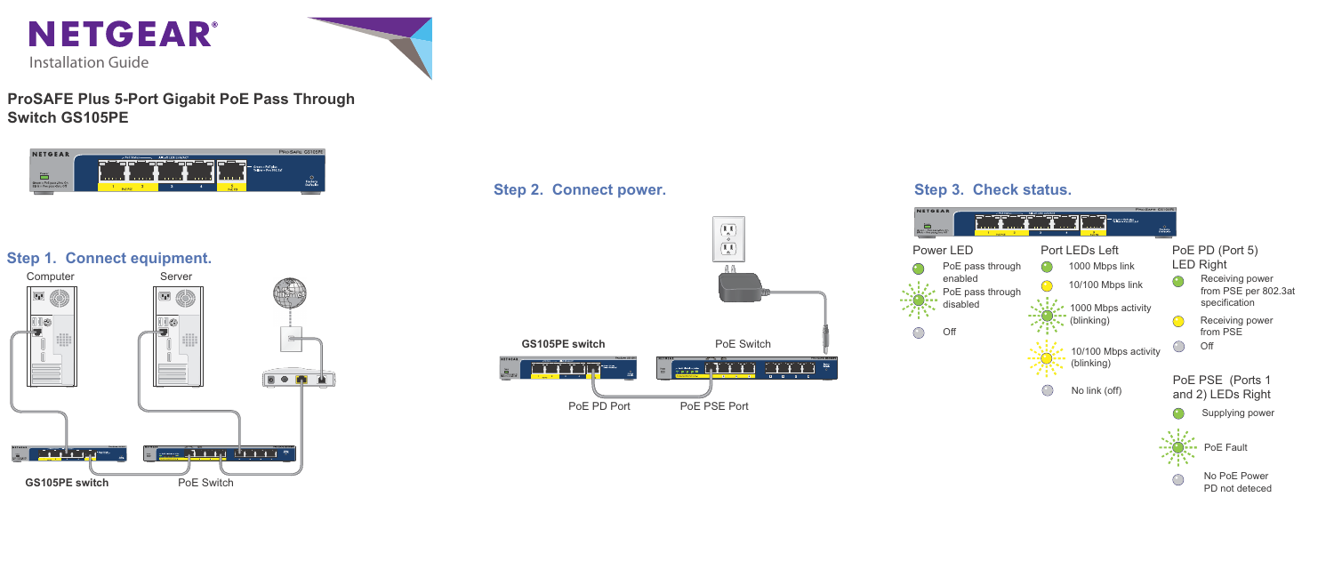# NETGEAR

Installation Guide

## ProSAFE Plus 5-Port Gigabit PoE Pass Through Switch GS105PE

## Step 1. Connect equipment.

Computer

Server

GS105PE switch

PoE Switch

## Step 2. Connect power.

GS105PE switch

PoE Switch

PoE PD Port

PoE PSE Port

## Step 3. Check status.

### Power LED

- PoE pass through enabled
- PoE pass through disabled
- Off

### Port LEDs Left

- 1000 Mbps link
- 10/100 Mbps link
- 1000 Mbps activity (blinking)
- 10/100 Mbps activity (blinking)
- No link (off)

### PoE PD (Port 5) LED Right

- Receiving power from PSE per 802.3at specification
- Receiving power from PSE
- Off

### PoE PSE (Ports 1 and 2) LEDs Right

- Supplying power
- PoE Fault
- No PoE Power PD not deteced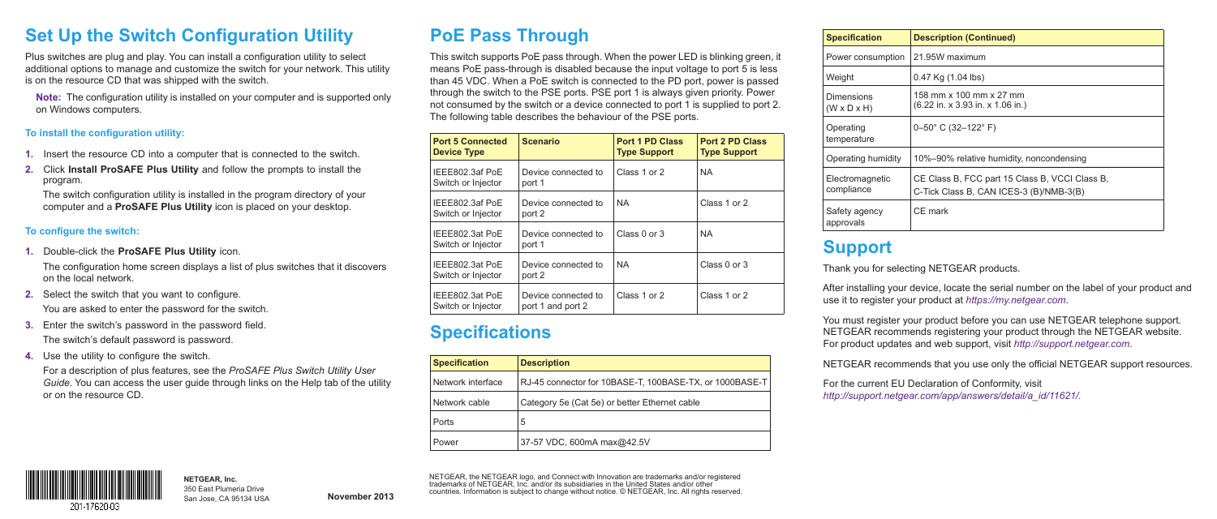## Set Up the Switch Configuration Utility

Plus switches are plug and play. You can install a configuration utility to select additional options to manage and customize the switch for your network. This utility is on the resource CD that was shipped with the switch.

**Note:** The configuration utility is installed on your computer and is supported only on Windows computers.

### To install the configuration utility:

1. Insert the resource CD into a computer that is connected to the switch.
2. Click **Install ProSAFE Plus Utility** and follow the prompts to install the program.

   The switch configuration utility is installed in the program directory of your computer and a **ProSAFE Plus Utility** icon is placed on your desktop.

### To configure the switch:

1. Double-click the **ProSAFE Plus Utility** icon.

   The configuration home screen displays a list of plus switches that it discovers on the local network.
2. Select the switch that you want to configure.

   You are asked to enter the password for the switch.
3. Enter the switch's password in the password field.

   The switch's default password is password.
4. Use the utility to configure the switch.

   For a description of plus features, see the *ProSAFE Plus Switch Utility User Guide*. You can access the user guide through links on the Help tab of the utility or on the resource CD.

## PoE Pass Through

This switch supports PoE pass through. When the power LED is blinking green, it means PoE pass-through is disabled because the input voltage to port 5 is less than 45 VDC. When a PoE switch is connected to the PD port, power is passed through the switch to the PSE ports. PSE port 1 is always given priority. Power not consumed by the switch or a device connected to port 1 is supplied to port 2. The following table describes the behaviour of the PSE ports.

| Port 5 Connected Device Type | Scenario | Port 1 PD Class Type Support | Port 2 PD Class Type Support |
|---|---|---|---|
| IEEE802.3af PoE Switch or Injector | Device connected to port 1 | Class 1 or 2 | NA |
| IEEE802.3af PoE Switch or Injector | Device connected to port 2 | NA | Class 1 or 2 |
| IEEE802.3at PoE Switch or Injector | Device connected to port 1 | Class 0 or 3 | NA |
| IEEE802.3at PoE Switch or Injector | Device connected to port 2 | NA | Class 0 or 3 |
| IEEE802.3at PoE Switch or Injector | Device connected to port 1 and port 2 | Class 1 or 2 | Class 1 or 2 |

## Specifications

| Specification | Description |
|---|---|
| Network interface | RJ-45 connector for 10BASE-T, 100BASE-TX, or 1000BASE-T |
| Network cable | Category 5e (Cat 5e) or better Ethernet cable |
| Ports | 5 |
| Power | 37-57 VDC, 600mA max@42.5V |

| Specification | Description (Continued) |
|---|---|
| Power consumption | 21.95W maximum |
| Weight | 0.47 Kg (1.04 lbs) |
| Dimensions (W x D x H) | 158 mm x 100 mm x 27 mm (6.22 in. x 3.93 in. x 1.06 in.) |
| Operating temperature | 0–50° C (32–122° F) |
| Operating humidity | 10%–90% relative humidity, noncondensing |
| Electromagnetic compliance | CE Class B, FCC part 15 Class B, VCCI Class B, C-Tick Class B, CAN ICES-3 (B)/NMB-3(B) |
| Safety agency approvals | CE mark |

## Support

Thank you for selecting NETGEAR products.

After installing your device, locate the serial number on the label of your product and use it to register your product at *https://my.netgear.com*.

You must register your product before you can use NETGEAR telephone support. NETGEAR recommends registering your product through the NETGEAR website. For product updates and web support, visit *http://support.netgear.com*.

NETGEAR recommends that you use only the official NETGEAR support resources.

For the current EU Declaration of Conformity, visit *http://support.netgear.com/app/answers/detail/a_id/11621/*.

201-17620-03

**NETGEAR, Inc.**
350 East Plumeria Drive
San Jose, CA 95134 USA

**November 2013**

NETGEAR, the NETGEAR logo, and Connect with Innovation are trademarks and/or registered trademarks of NETGEAR, Inc. and/or its subsidiaries in the United States and/or other countries. Information is subject to change without notice. © NETGEAR, Inc. All rights reserved.